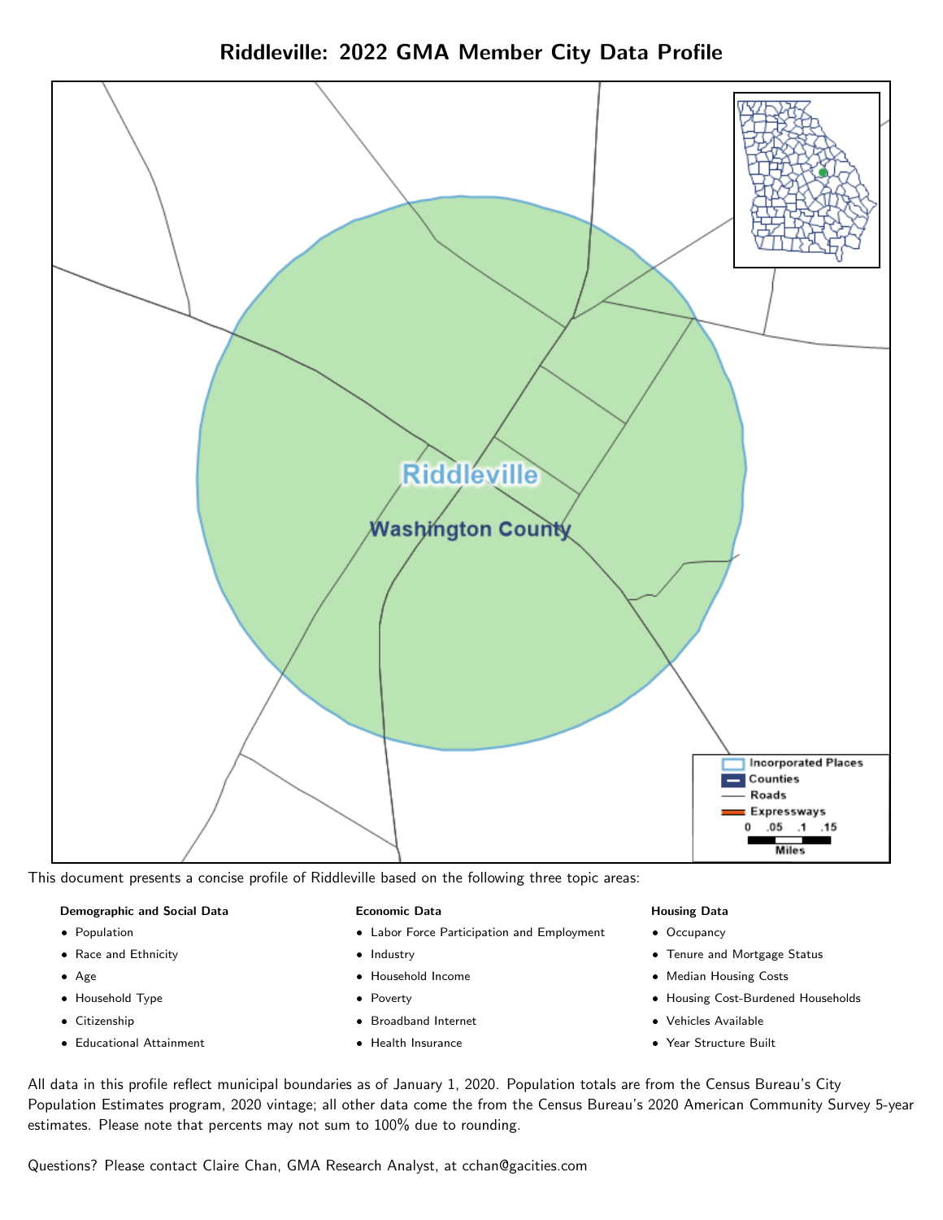# Riddleville: 2022 GMA Member City Data Profile

This document presents a concise profile of Riddleville based on the following three topic areas:

**Demographic and Social Data**

- Population
- Race and Ethnicity
- Age
- Household Type
- Citizenship
- Educational Attainment

**Economic Data**

- Labor Force Participation and Employment
- Industry
- Household Income
- Poverty
- Broadband Internet
- Health Insurance

**Housing Data**

- Occupancy
- Tenure and Mortgage Status
- Median Housing Costs
- Housing Cost-Burdened Households
- Vehicles Available
- Year Structure Built

All data in this profile reflect municipal boundaries as of January 1, 2020. Population totals are from the Census Bureau's City Population Estimates program, 2020 vintage; all other data come the from the Census Bureau's 2020 American Community Survey 5-year estimates. Please note that percents may not sum to 100% due to rounding.

Questions? Please contact Claire Chan, GMA Research Analyst, at cchan@gacities.com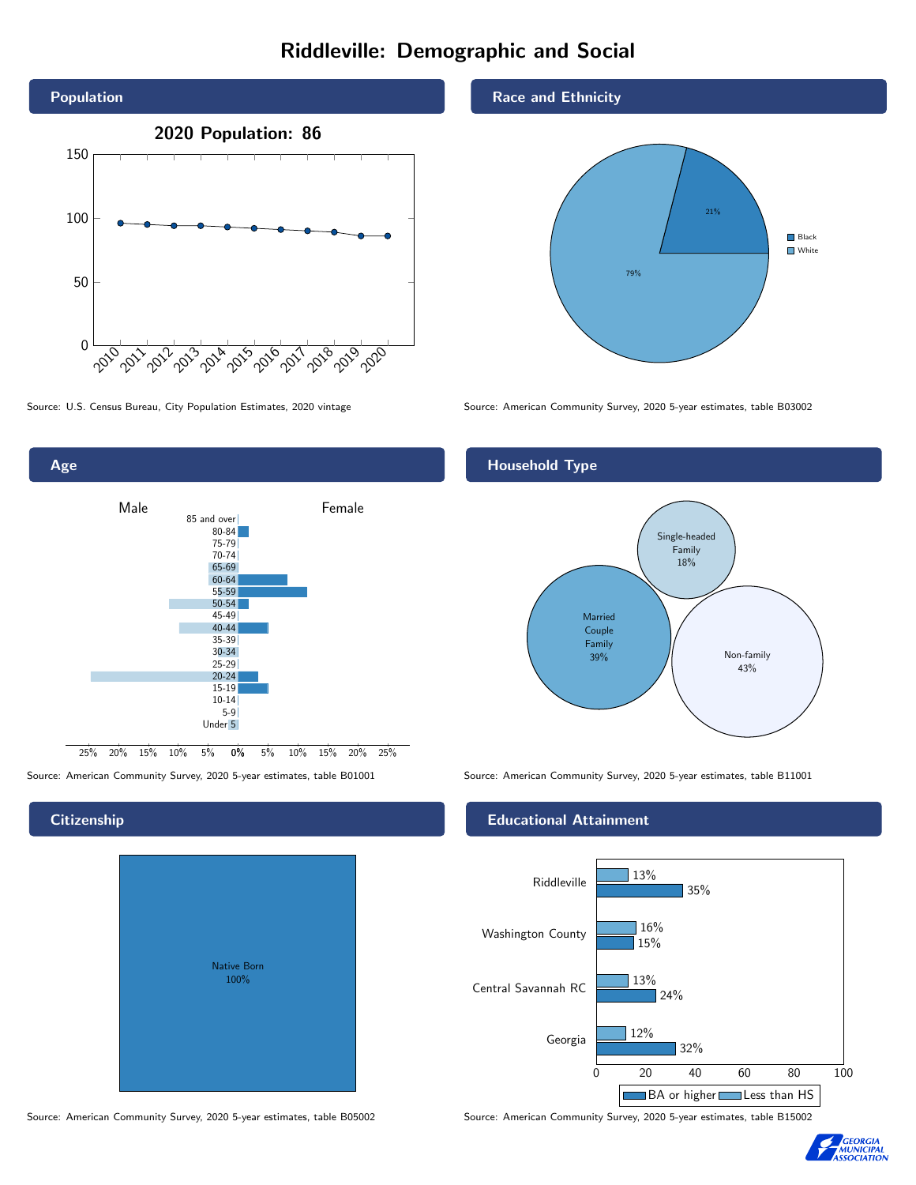# Riddleville: Demographic and Social

## Population

**2020 Population: 86**

Source: U.S. Census Bureau, City Population Estimates, 2020 vintage

## Race and Ethnicity

| Race | Percent |
|---|---|
| Black | 21% |
| White | 79% |

Source: American Community Survey, 2020 5-year estimates, table B03002

## Age

Source: American Community Survey, 2020 5-year estimates, table B01001

## Household Type

| Household Type | Percent |
|---|---|
| Married Couple Family | 39% |
| Single-headed Family | 18% |
| Non-family | 43% |

Source: American Community Survey, 2020 5-year estimates, table B11001

## Citizenship

Native Born 100%

Source: American Community Survey, 2020 5-year estimates, table B05002

## Educational Attainment

| Area | Less than HS | BA or higher |
|---|---|---|
| Riddleville | 13% | 35% |
| Washington County | 16% | 15% |
| Central Savannah RC | 13% | 24% |
| Georgia | 12% | 32% |

Source: American Community Survey, 2020 5-year estimates, table B15002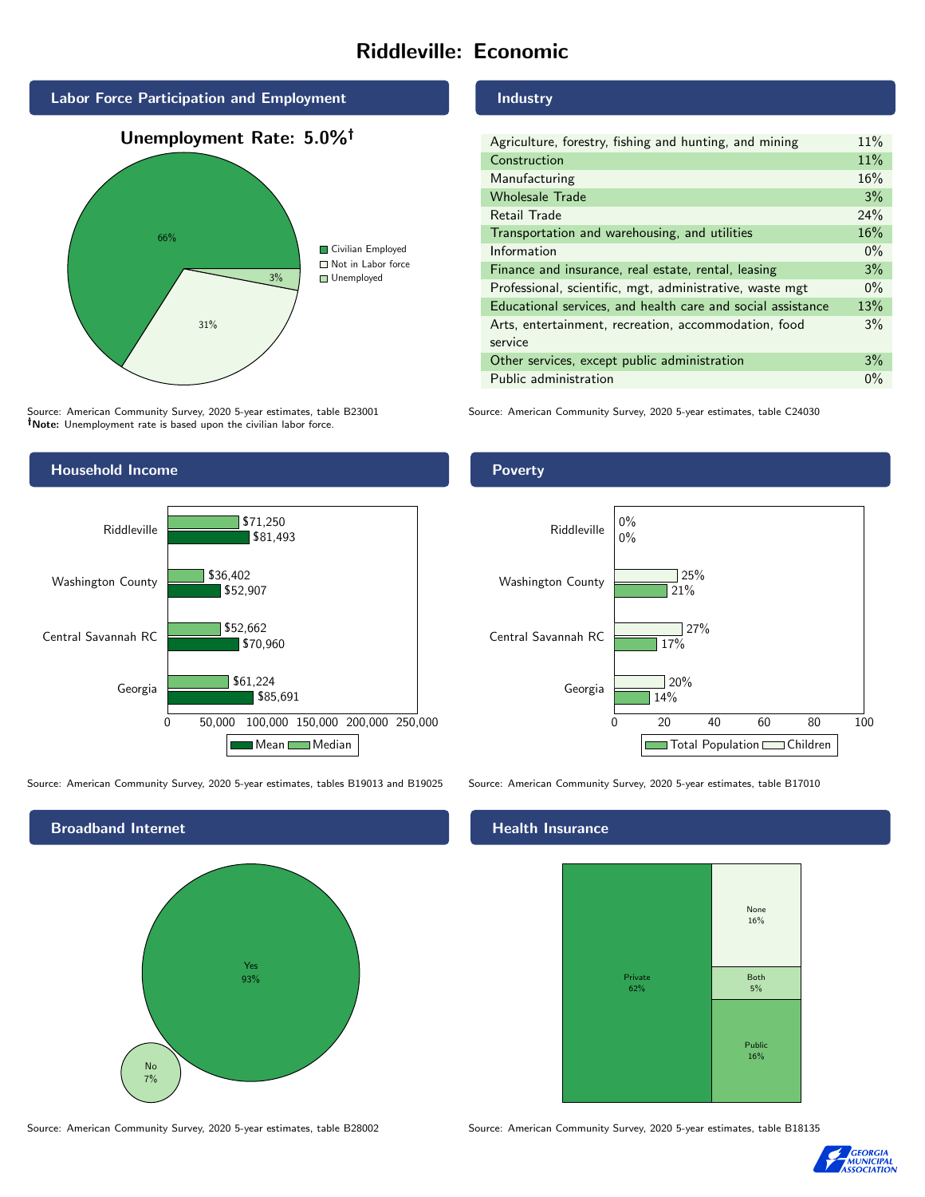# Riddleville: Economic

## Labor Force Participation and Employment

**Unemployment Rate: 5.0%†**

| Category | Percent |
|---|---|
| Civilian Employed | 66% |
| Not in Labor force | 31% |
| Unemployed | 3% |

Source: American Community Survey, 2020 5-year estimates, table B23001
**†Note:** Unemployment rate is based upon the civilian labor force.

## Industry

| Industry | Percent |
|---|---|
| Agriculture, forestry, fishing and hunting, and mining | 11% |
| Construction | 11% |
| Manufacturing | 16% |
| Wholesale Trade | 3% |
| Retail Trade | 24% |
| Transportation and warehousing, and utilities | 16% |
| Information | 0% |
| Finance and insurance, real estate, rental, leasing | 3% |
| Professional, scientific, mgt, administrative, waste mgt | 0% |
| Educational services, and health care and social assistance | 13% |
| Arts, entertainment, recreation, accommodation, food service | 3% |
| Other services, except public administration | 3% |
| Public administration | 0% |

Source: American Community Survey, 2020 5-year estimates, table C24030

## Household Income

| | Median | Mean |
|---|---|---|
| Riddleville | $71,250 | $81,493 |
| Washington County | $36,402 | $52,907 |
| Central Savannah RC | $52,662 | $70,960 |
| Georgia | $61,224 | $85,691 |

Source: American Community Survey, 2020 5-year estimates, tables B19013 and B19025

## Poverty

| | Children | Total Population |
|---|---|---|
| Riddleville | 0% | 0% |
| Washington County | 25% | 21% |
| Central Savannah RC | 27% | 17% |
| Georgia | 20% | 14% |

Source: American Community Survey, 2020 5-year estimates, table B17010

## Broadband Internet

| | Percent |
|---|---|
| Yes | 93% |
| No | 7% |

Source: American Community Survey, 2020 5-year estimates, table B28002

## Health Insurance

| | Percent |
|---|---|
| Private | 62% |
| None | 16% |
| Both | 5% |
| Public | 16% |

Source: American Community Survey, 2020 5-year estimates, table B18135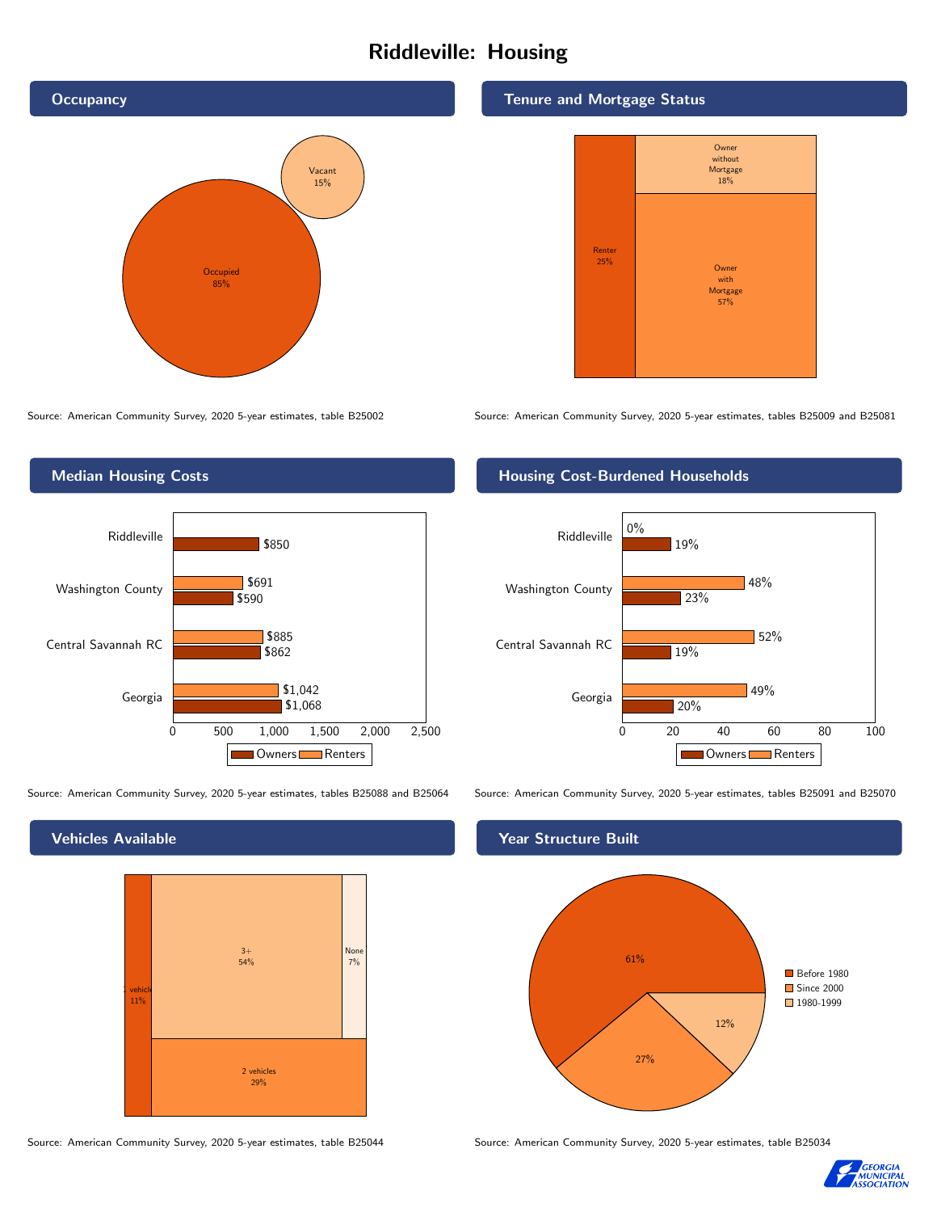# Riddleville: Housing

## Occupancy

Vacant
15%

Occupied
85%

Source: American Community Survey, 2020 5-year estimates, table B25002

## Tenure and Mortgage Status

Owner without Mortgage
18%

Renter
25%

Owner with Mortgage
57%

Source: American Community Survey, 2020 5-year estimates, tables B25009 and B25081

## Median Housing Costs

Riddleville
$850

Washington County
$691
$590

Central Savannah RC
$885
$862

Georgia
$1,042
$1,068

0 500 1,000 1,500 2,000 2,500

Owners Renters

Source: American Community Survey, 2020 5-year estimates, tables B25088 and B25064

## Housing Cost-Burdened Households

Riddleville
0%
19%

Washington County
48%
23%

Central Savannah RC
52%
19%

Georgia
49%
20%

0 20 40 60 80 100

Owners Renters

Source: American Community Survey, 2020 5-year estimates, tables B25091 and B25070

## Vehicles Available

1 vehicle
11%

3+
54%

None
7%

2 vehicles
29%

Source: American Community Survey, 2020 5-year estimates, table B25044

## Year Structure Built

61%

27%

12%

Before 1980
Since 2000
1980-1999

Source: American Community Survey, 2020 5-year estimates, table B25034